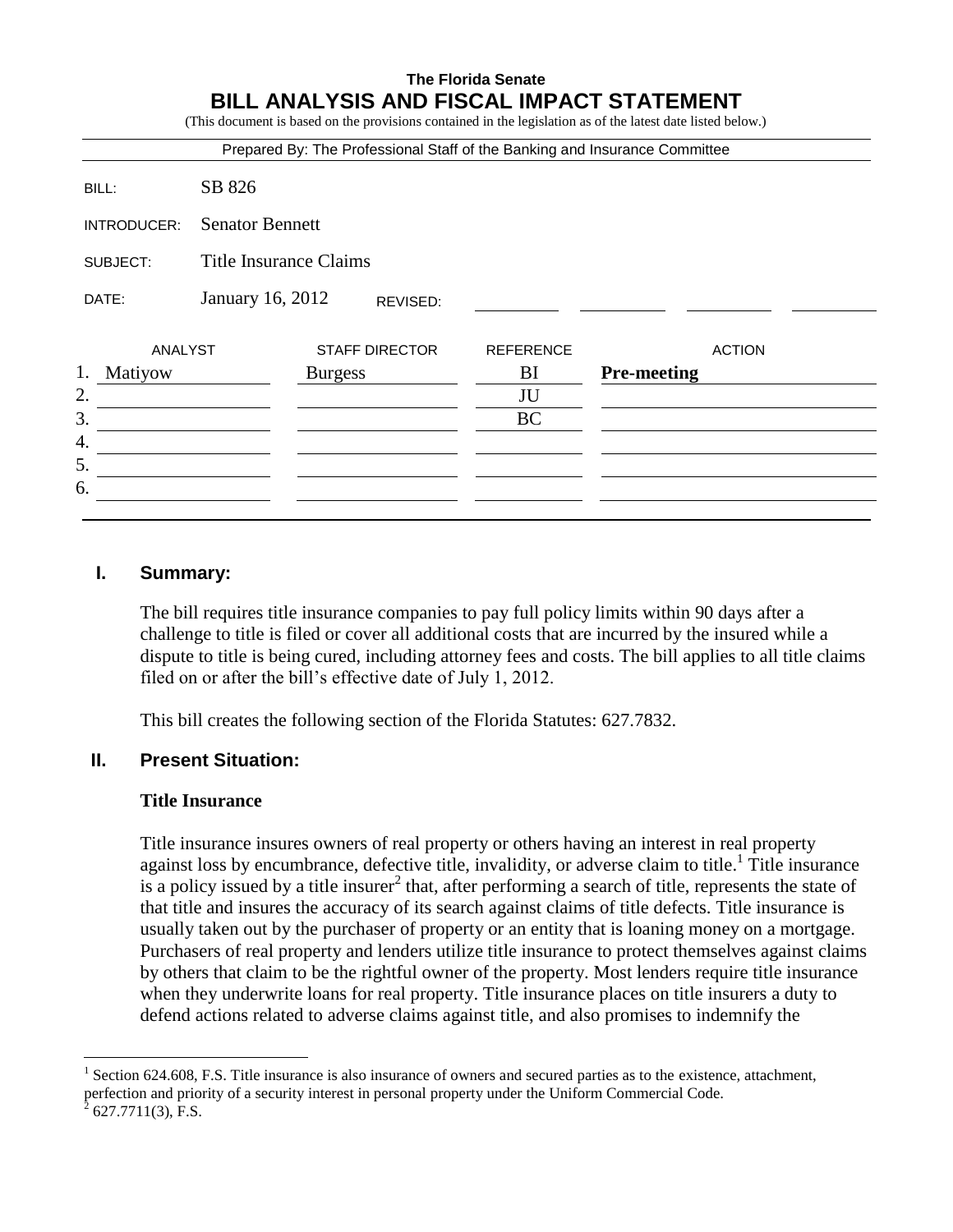**The Florida Senate**

# BILL ANALYSIS AND FISCAL IMPACT STATEMENT

(This document is based on the provisions contained in the legislation as of the latest date listed below.)

Prepared By: The Professional Staff of the Banking and Insurance Committee

| | |
|---|---|
| BILL: | SB 826 |
| INTRODUCER: | Senator Bennett |
| SUBJECT: | Title Insurance Claims |
| DATE: | January 16, 2012 REVISED: |

| | ANALYST | STAFF DIRECTOR | REFERENCE | ACTION |
|---|---|---|---|---|
| 1. | Matiyow | Burgess | BI | **Pre-meeting** |
| 2. | | | JU | |
| 3. | | | BC | |
| 4. | | | | |
| 5. | | | | |
| 6. | | | | |

## I. Summary:

The bill requires title insurance companies to pay full policy limits within 90 days after a challenge to title is filed or cover all additional costs that are incurred by the insured while a dispute to title is being cured, including attorney fees and costs. The bill applies to all title claims filed on or after the bill's effective date of July 1, 2012.

This bill creates the following section of the Florida Statutes: 627.7832.

## II. Present Situation:

### Title Insurance

Title insurance insures owners of real property or others having an interest in real property against loss by encumbrance, defective title, invalidity, or adverse claim to title.[1] Title insurance is a policy issued by a title insurer[2] that, after performing a search of title, represents the state of that title and insures the accuracy of its search against claims of title defects. Title insurance is usually taken out by the purchaser of property or an entity that is loaning money on a mortgage. Purchasers of real property and lenders utilize title insurance to protect themselves against claims by others that claim to be the rightful owner of the property. Most lenders require title insurance when they underwrite loans for real property. Title insurance places on title insurers a duty to defend actions related to adverse claims against title, and also promises to indemnify the

---

[1] Section 624.608, F.S. Title insurance is also insurance of owners and secured parties as to the existence, attachment, perfection and priority of a security interest in personal property under the Uniform Commercial Code.

[2] 627.7711(3), F.S.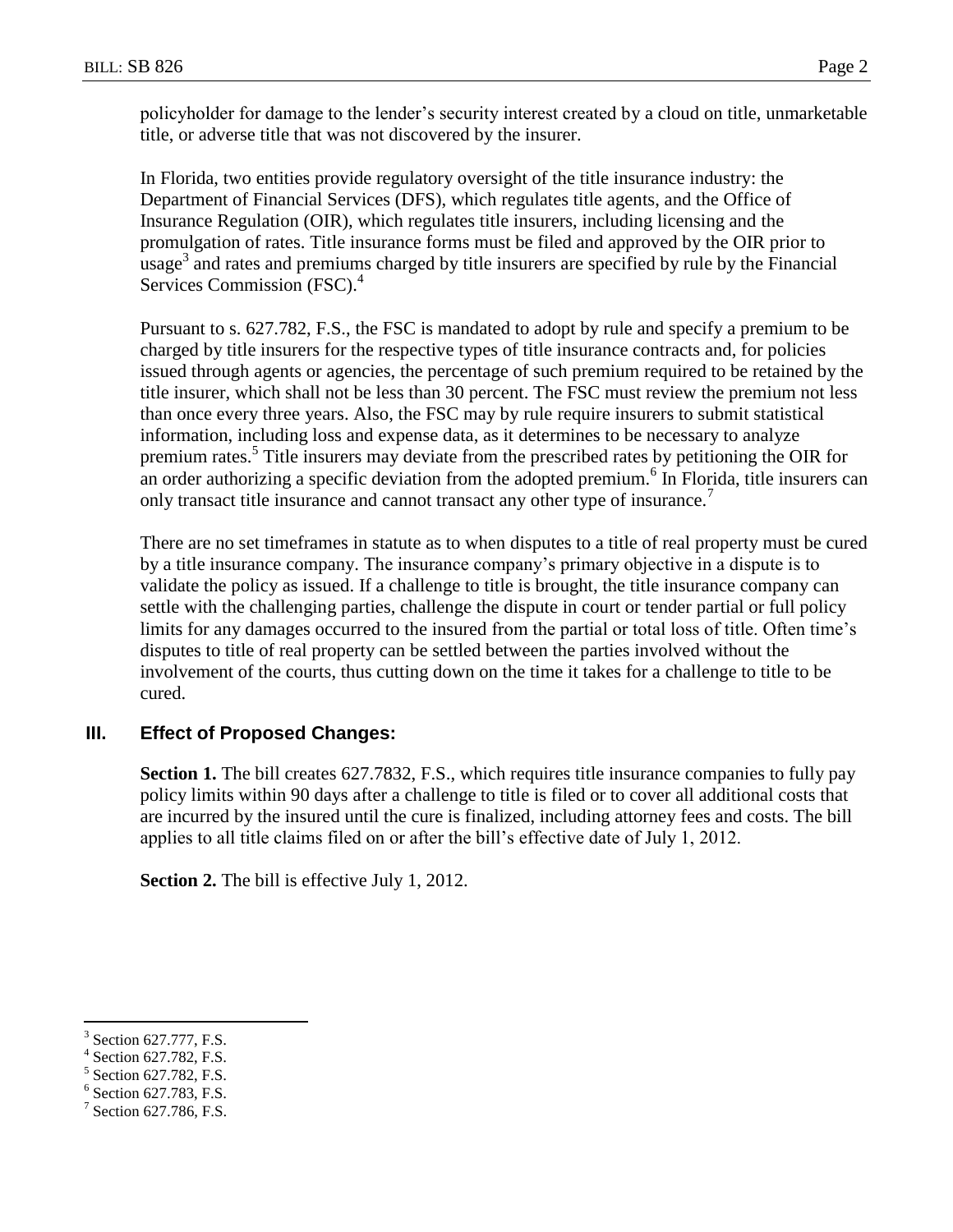policyholder for damage to the lender's security interest created by a cloud on title, unmarketable title, or adverse title that was not discovered by the insurer.

In Florida, two entities provide regulatory oversight of the title insurance industry: the Department of Financial Services (DFS), which regulates title agents, and the Office of Insurance Regulation (OIR), which regulates title insurers, including licensing and the promulgation of rates. Title insurance forms must be filed and approved by the OIR prior to usage[3] and rates and premiums charged by title insurers are specified by rule by the Financial Services Commission (FSC).[4]

Pursuant to s. 627.782, F.S., the FSC is mandated to adopt by rule and specify a premium to be charged by title insurers for the respective types of title insurance contracts and, for policies issued through agents or agencies, the percentage of such premium required to be retained by the title insurer, which shall not be less than 30 percent. The FSC must review the premium not less than once every three years. Also, the FSC may by rule require insurers to submit statistical information, including loss and expense data, as it determines to be necessary to analyze premium rates.[5] Title insurers may deviate from the prescribed rates by petitioning the OIR for an order authorizing a specific deviation from the adopted premium.[6] In Florida, title insurers can only transact title insurance and cannot transact any other type of insurance.[7]

There are no set timeframes in statute as to when disputes to a title of real property must be cured by a title insurance company. The insurance company's primary objective in a dispute is to validate the policy as issued. If a challenge to title is brought, the title insurance company can settle with the challenging parties, challenge the dispute in court or tender partial or full policy limits for any damages occurred to the insured from the partial or total loss of title. Often time's disputes to title of real property can be settled between the parties involved without the involvement of the courts, thus cutting down on the time it takes for a challenge to title to be cured.

## III. Effect of Proposed Changes:

**Section 1.** The bill creates 627.7832, F.S., which requires title insurance companies to fully pay policy limits within 90 days after a challenge to title is filed or to cover all additional costs that are incurred by the insured until the cure is finalized, including attorney fees and costs. The bill applies to all title claims filed on or after the bill's effective date of July 1, 2012.

**Section 2.** The bill is effective July 1, 2012.

---

[3] Section 627.777, F.S.

[4] Section 627.782, F.S.

[5] Section 627.782, F.S.

[6] Section 627.783, F.S.

[7] Section 627.786, F.S.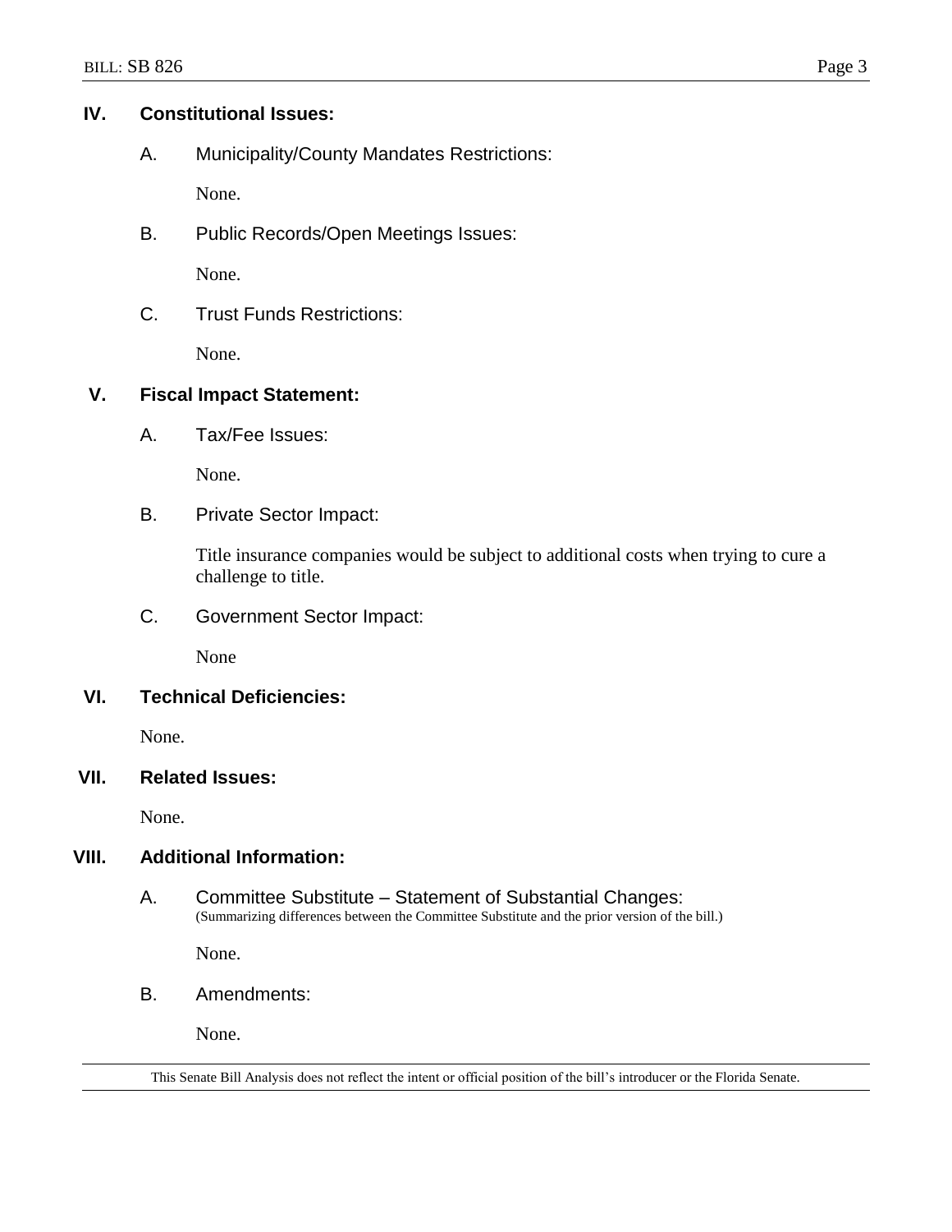## IV. Constitutional Issues:

### A. Municipality/County Mandates Restrictions:

None.

### B. Public Records/Open Meetings Issues:

None.

### C. Trust Funds Restrictions:

None.

## V. Fiscal Impact Statement:

### A. Tax/Fee Issues:

None.

### B. Private Sector Impact:

Title insurance companies would be subject to additional costs when trying to cure a challenge to title.

### C. Government Sector Impact:

None

## VI. Technical Deficiencies:

None.

## VII. Related Issues:

None.

## VIII. Additional Information:

### A. Committee Substitute – Statement of Substantial Changes:

(Summarizing differences between the Committee Substitute and the prior version of the bill.)

None.

### B. Amendments:

None.

This Senate Bill Analysis does not reflect the intent or official position of the bill's introducer or the Florida Senate.